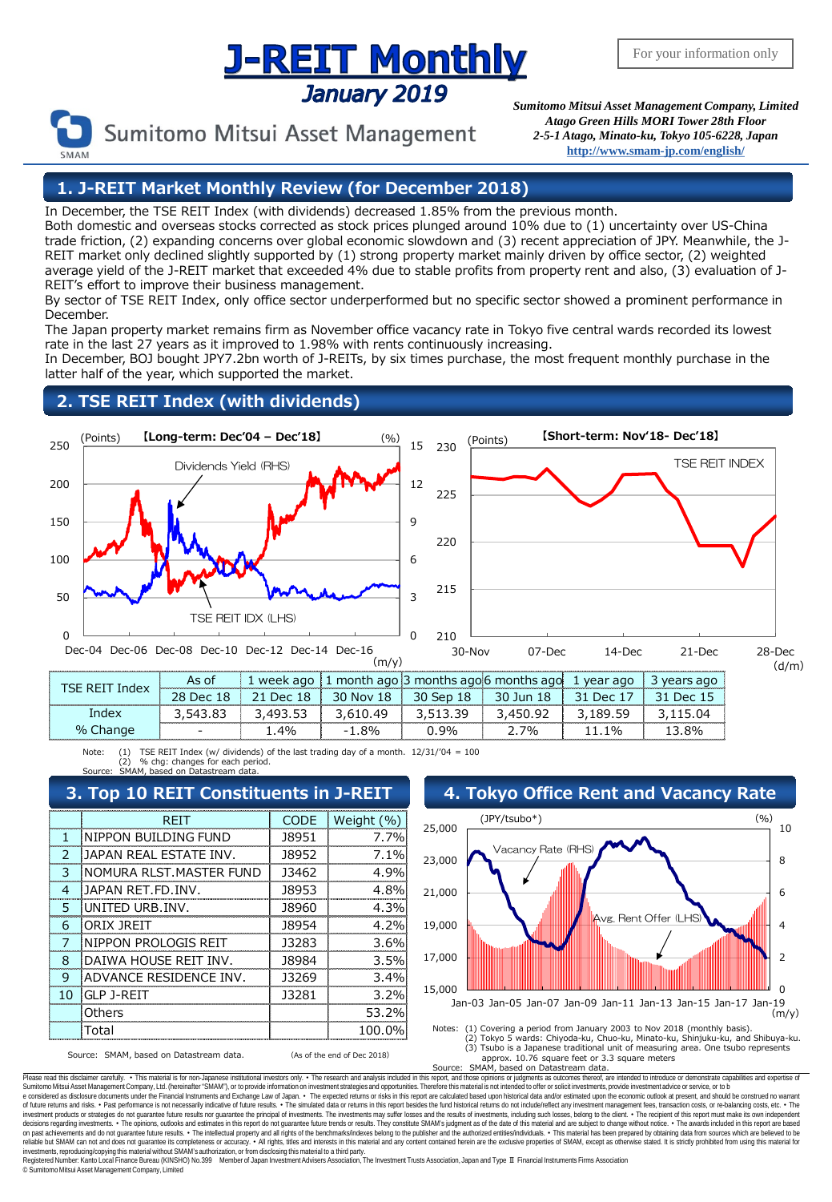# J-REIT Monthly

*January 2019*

For your information only

Sumitomo Mitsui Asset Management

***Sumitomo Mitsui Asset Management Company, Limited***
***Atago Green Hills MORI Tower 28th Floor***
***2-5-1 Atago, Minato-ku, Tokyo 105-6228, Japan***
**http://www.smam-jp.com/english/**

## 1. J-REIT Market Monthly Review (for December 2018)

In December, the TSE REIT Index (with dividends) decreased 1.85% from the previous month.
Both domestic and overseas stocks corrected as stock prices plunged around 10% due to (1) uncertainty over US-China trade friction, (2) expanding concerns over global economic slowdown and (3) recent appreciation of JPY. Meanwhile, the J-REIT market only declined slightly supported by (1) strong property market mainly driven by office sector, (2) weighted average yield of the J-REIT market that exceeded 4% due to stable profits from property rent and also, (3) evaluation of J-REIT's effort to improve their business management.
By sector of TSE REIT Index, only office sector underperformed but no specific sector showed a prominent performance in December.
The Japan property market remains firm as November office vacancy rate in Tokyo five central wards recorded its lowest rate in the last 27 years as it improved to 1.98% with rents continuously increasing.
In December, BOJ bought JPY7.2bn worth of J-REITs, by six times purchase, the most frequent monthly purchase in the latter half of the year, which supported the market.

## 2. TSE REIT Index (with dividends)

【Long-term: Dec'04 – Dec'18】 (Points) / (%) — Dividends Yield (RHS); TSE REIT IDX (LHS) (m/y)

【Short-term: Nov'18- Dec'18】 (Points) — TSE REIT INDEX (d/m)

| TSE REIT Index | As of | 1 week ago | 1 month ago | 3 months ago | 6 months ago | 1 year ago | 3 years ago |
|---|---|---|---|---|---|---|---|
| | 28 Dec 18 | 21 Dec 18 | 30 Nov 18 | 30 Sep 18 | 30 Jun 18 | 31 Dec 17 | 31 Dec 15 |
| Index | 3,543.83 | 3,493.53 | 3,610.49 | 3,513.39 | 3,450.92 | 3,189.59 | 3,115.04 |
| % Change | - | 1.4% | -1.8% | 0.9% | 2.7% | 11.1% | 13.8% |

Note: (1) TSE REIT Index (w/ dividends) of the last trading day of a month. 12/31/'04 = 100
(2) % chg: changes for each period.
Source: SMAM, based on Datastream data.

## 3. Top 10 REIT Constituents in J-REIT

| | REIT | CODE | Weight (%) |
|---|---|---|---|
| 1 | NIPPON BUILDING FUND | J8951 | 7.7% |
| 2 | JAPAN REAL ESTATE INV. | J8952 | 7.1% |
| 3 | NOMURA RLST.MASTER FUND | J3462 | 4.9% |
| 4 | JAPAN RET.FD.INV. | J8953 | 4.8% |
| 5 | UNITED URB.INV. | J8960 | 4.3% |
| 6 | ORIX JREIT | J8954 | 4.2% |
| 7 | NIPPON PROLOGIS REIT | J3283 | 3.6% |
| 8 | DAIWA HOUSE REIT INV. | J8984 | 3.5% |
| 9 | ADVANCE RESIDENCE INV. | J3269 | 3.4% |
| 10 | GLP J-REIT | J3281 | 3.2% |
| | Others | | 53.2% |
| | Total | | 100.0% |

Source: SMAM, based on Datastream data. (As of the end of Dec 2018)

## 4. Tokyo Office Rent and Vacancy Rate

(JPY/tsubo*) / (%) — Vacancy Rate (RHS); Avg. Rent Offer (LHS) (m/y)

Notes: (1) Covering a period from January 2003 to Nov 2018 (monthly basis).
(2) Tokyo 5 wards: Chiyoda-ku, Chuo-ku, Minato-ku, Shinjuku-ku, and Shibuya-ku.
(3) Tsubo is a Japanese traditional unit of measuring area. One tsubo represents approx. 10.76 square feet or 3.3 square meters
Source: SMAM, based on Datastream data.

Please read this disclaimer carefully. • This material is for non-Japanese institutional investors only. • The research and analysis included in this report, and those opinions or judgments as outcomes thereof, are intended to introduce or demonstrate capabilities and expertise of Sumitomo Mitsui Asset Management Company, Ltd. (hereinafter "SMAM"), or to provide information on investment strategies and opportunities. Therefore this material is not intended to offer or solicit investments, provide investment advice or service, or to be considered as disclosure documents under the Financial Instruments and Exchange Law of Japan. • The expected returns or risks in this report are calculated based upon historical data and/or estimated upon the economic outlook at present, and should be construed no warrant of future returns and risks. • Past performance is not necessarily indicative of future results. • The simulated data or returns in this report besides the fund historical returns do not include/reflect any investment management fees, transaction costs, or re-balancing costs, etc. • The investment products or strategies do not guarantee future results nor guarantee the principal of investments. The investments may suffer losses and the results of investments, including such losses, belong to the client. • The recipient of this report must make its own independent decisions regarding investments. • The opinions, outlooks and estimates in this report do not guarantee future trends or results. They constitute SMAM's judgment as of the date of this material and are subject to change without notice. • The awards included in this report are based on past achievements and do not guarantee future results. • The intellectual property and all rights of the benchmarks/indexes belong to the publisher and the authorized entities/individuals. • This material has been prepared by obtaining data from sources which are believed to be reliable but SMAM can not and does not guarantee its completeness or accuracy. • All rights, titles and interests in this material and any content contained herein are the exclusive properties of SMAM, except as otherwise stated. It is strictly prohibited from using this material for investments, reproducing/copying this material without SMAM's authorization, or from disclosing this material to a third party.
Registered Number: Kanto Local Finance Bureau (KINSHO) No.399 Member of Japan Investment Advisers Association, The Investment Trusts Association, Japan and Type Ⅱ Financial Instruments Firms Association
© Sumitomo Mitsui Asset Management Company, Limited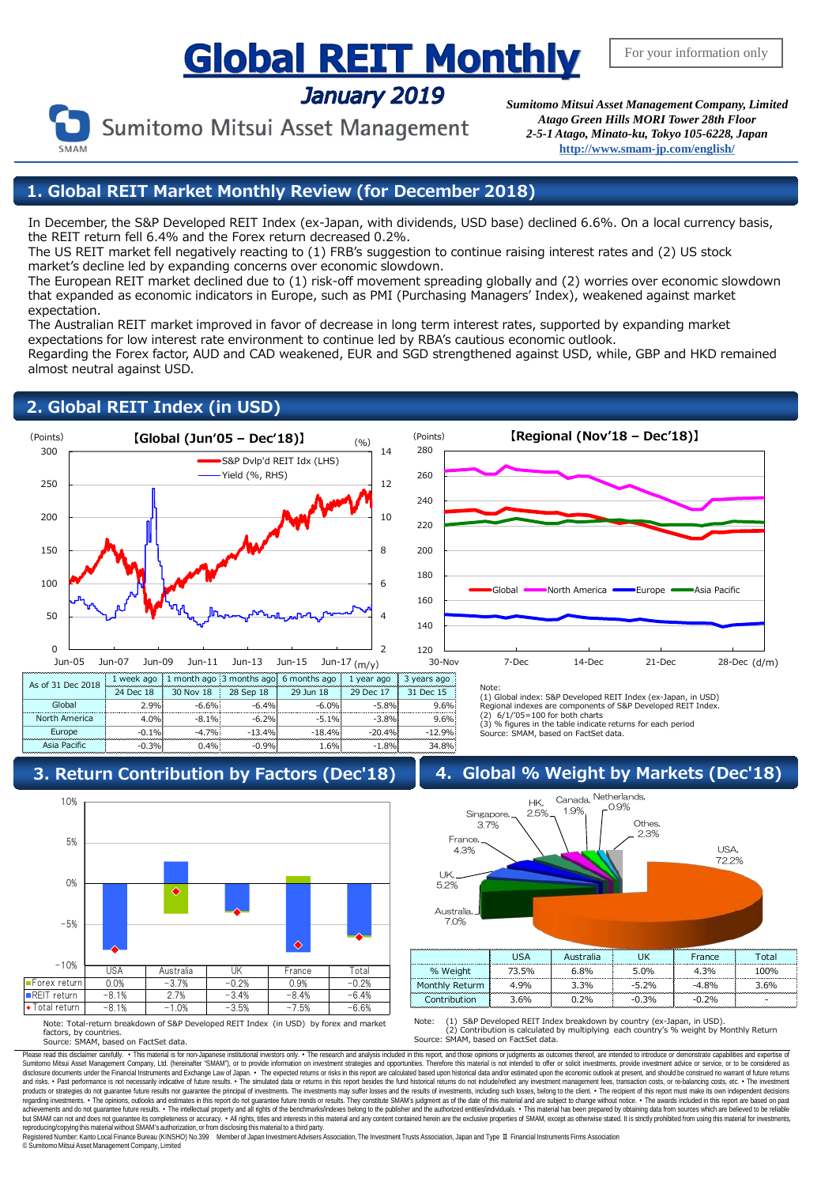# Global REIT Monthly

*January 2019*

For your information only

Sumitomo Mitsui Asset Management

***Sumitomo Mitsui Asset Management Company, Limited***
***Atago Green Hills MORI Tower 28th Floor***
***2-5-1 Atago, Minato-ku, Tokyo 105-6228, Japan***
**http://www.smam-jp.com/english/**

## 1. Global REIT Market Monthly Review (for December 2018)

In December, the S&P Developed REIT Index (ex-Japan, with dividends, USD base) declined 6.6%. On a local currency basis, the REIT return fell 6.4% and the Forex return decreased 0.2%.
The US REIT market fell negatively reacting to (1) FRB's suggestion to continue raising interest rates and (2) US stock market's decline led by expanding concerns over economic slowdown.
The European REIT market declined due to (1) risk-off movement spreading globally and (2) worries over economic slowdown that expanded as economic indicators in Europe, such as PMI (Purchasing Managers' Index), weakened against market expectation.
The Australian REIT market improved in favor of decrease in long term interest rates, supported by expanding market expectations for low interest rate environment to continue led by RBA's cautious economic outlook.
Regarding the Forex factor, AUD and CAD weakened, EUR and SGD strengthened against USD, while, GBP and HKD remained almost neutral against USD.

## 2. Global REIT Index (in USD)

【Global (Jun'05 – Dec'18)】
(Points) (%)
S&P Dvlp'd REIT Idx (LHS)
Yield (%, RHS)
300 250 200 150 100 50 0
14 12 10 8 6 4 2
Jun-05 Jun-07 Jun-09 Jun-11 Jun-13 Jun-15 Jun-17 (m/y)

【Regional (Nov'18 – Dec'18)】
(Points)
280 260 240 220 200 180 160 140 120
Global North America Europe Asia Pacific
30-Nov 7-Dec 14-Dec 21-Dec 28-Dec (d/m)

| As of 31 Dec 2018 | 1 week ago | 1 month ago | 3 months ago | 6 months ago | 1 year ago | 3 years ago |
|---|---|---|---|---|---|---|
| | 24 Dec 18 | 30 Nov 18 | 28 Sep 18 | 29 Jun 18 | 29 Dec 17 | 31 Dec 15 |
| Global | 2.9% | -6.6% | -6.4% | -6.0% | -5.8% | 9.6% |
| North America | 4.0% | -8.1% | -6.2% | -5.1% | -3.8% | 9.6% |
| Europe | -0.1% | -4.7% | -13.4% | -18.4% | -20.4% | -12.9% |
| Asia Pacific | -0.3% | 0.4% | -0.9% | 1.6% | -1.8% | 34.8% |

Note:
(1) Global index: S&P Developed REIT Index (ex-Japan, in USD)
Regional indexes are components of S&P Developed REIT Index.
(2) 6/1/'05=100 for both charts
(3) % figures in the table indicate returns for each period
Source: SMAM, based on FactSet data.

## 3. Return Contribution by Factors (Dec'18)

10% 5% 0% −5% −10%

| | USA | Australia | UK | France | Total |
|---|---|---|---|---|---|
| Forex return | 0.0% | −3.7% | −0.2% | 0.9% | −0.2% |
| REIT return | −8.1% | 2.7% | −3.4% | −8.4% | −6.4% |
| Total return | −8.1% | −1.0% | −3.5% | −7.5% | −6.6% |

Note: Total-return breakdown of S&P Developed REIT Index (in USD) by forex and market factors, by countries.
Source: SMAM, based on FactSet data.

## 4. Global % Weight by Markets (Dec'18)

HK, 2.5%
Canada, 1.9%
Netherlands, 0.9%
Singapore, 3.7%
Othes, 2.3%
France, 4.3%
USA, 72.2%
UK, 5.2%
Australia, 7.0%

| | USA | Australia | UK | France | Total |
|---|---|---|---|---|---|
| % Weight | 73.5% | 6.8% | 5.0% | 4.3% | 100% |
| Monthly Return | 4.9% | 3.3% | -5.2% | -4.8% | 3.6% |
| Contribution | 3.6% | 0.2% | -0.3% | -0.2% | - |

Note: (1) S&P Developed REIT Index breakdown by country (ex-Japan, in USD).
(2) Contribution is calculated by multiplying each country's % weight by Monthly Return
Source: SMAM, based on FactSet data.

Please read this disclaimer carefully. • This material is for non-Japanese institutional investors only. • The research and analysis included in this report, and those opinions or judgments as outcomes thereof, are intended to introduce or demonstrate capabilities and expertise of Sumitomo Mitsui Asset Management Company, Ltd. (hereinafter "SMAM"), or to provide information on investment strategies and opportunities. Therefore this material is not intended to offer or solicit investments, provide investment advice or service, or to be considered as disclosure documents under the Financial Instruments and Exchange Law of Japan. • The expected returns or risks in this report are calculated based upon historical data and/or estimated upon the economic outlook at present, and should be construed no warrant of future returns and risks. • Past performance is not necessarily indicative of future results. • The simulated data or returns in this report besides the fund historical returns do not include/reflect any investment management fees, transaction costs, or re-balancing costs, etc. • The investment products or strategies do not guarantee future results nor guarantee the principal of investments. The investments may suffer losses and the results of investments, including such losses, belong to the client. • The recipient of this report must make its own independent decisions regarding investments. • The opinions, outlooks and estimates in this report do not guarantee future trends or results. They constitute SMAM's judgment as of the date of this material and are subject to change without notice. • The awards included in this report are based on past achievements and do not guarantee future results. • The intellectual property and all rights of the benchmarks/indexes belong to the publisher and the authorized entities/individuals. • This material has been prepared by obtaining data from sources which are believed to be reliable but SMAM can not and does not guarantee its completeness or accuracy. • All rights, titles and interests in this material and any content contained herein are the exclusive properties of SMAM, except as otherwise stated. It is strictly prohibited from using this material for investments, reproducing/copying this material without SMAM's authorization, or from disclosing this material to a third party.
Registered Number: Kanto Local Finance Bureau (KINSHO) No.399 Member of Japan Investment Advisers Association, The Investment Trusts Association, Japan and Type Ⅱ Financial Instruments Firms Association
© Sumitomo Mitsui Asset Management Company, Limited